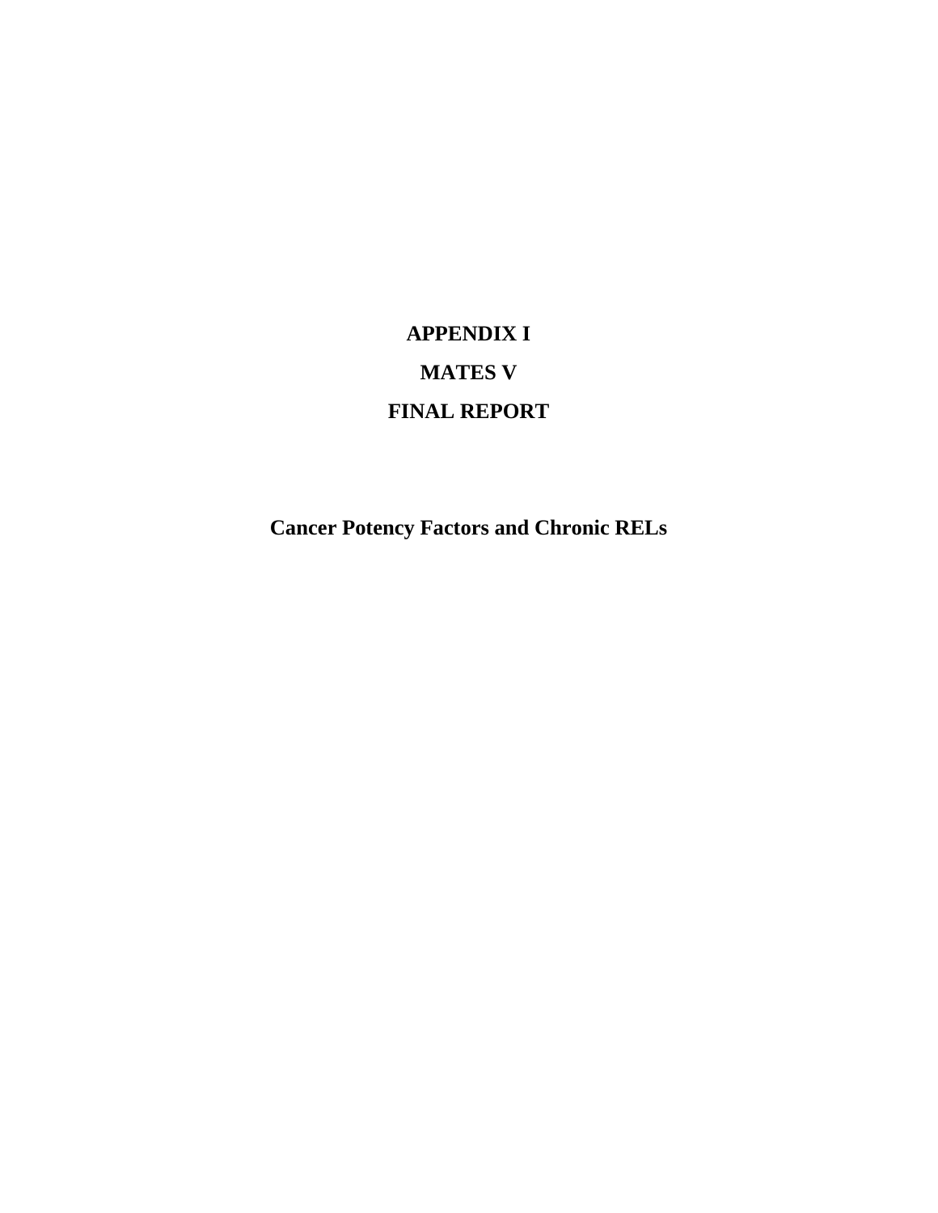# APPENDIX I

# MATES V

# FINAL REPORT

## Cancer Potency Factors and Chronic RELs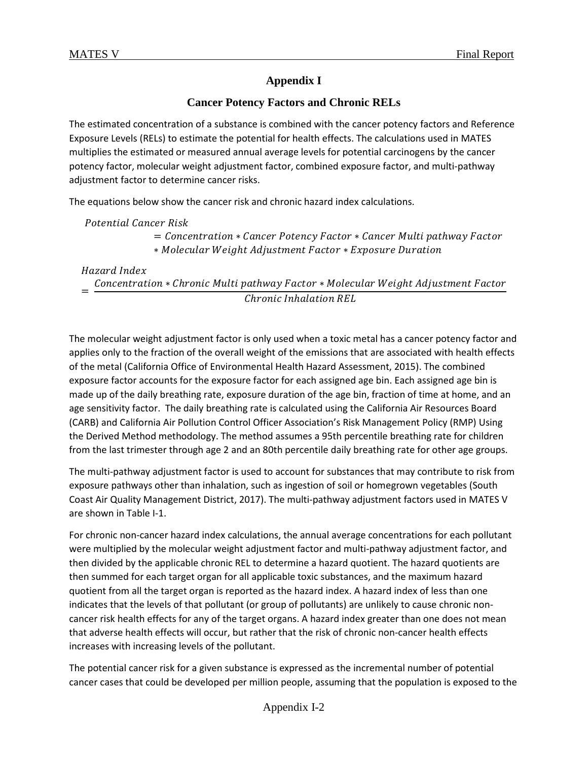# Appendix I

## Cancer Potency Factors and Chronic RELs

The estimated concentration of a substance is combined with the cancer potency factors and Reference Exposure Levels (RELs) to estimate the potential for health effects. The calculations used in MATES multiplies the estimated or measured annual average levels for potential carcinogens by the cancer potency factor, molecular weight adjustment factor, combined exposure factor, and multi-pathway adjustment factor to determine cancer risks.

The equations below show the cancer risk and chronic hazard index calculations.

$$\begin{aligned} &\textit{Potential Cancer Risk} \\ &\quad = \textit{Concentration} * \textit{Cancer Potency Factor} * \textit{Cancer Multi pathway Factor} \\ &\quad * \textit{Molecular Weight Adjustment Factor} * \textit{Exposure Duration} \end{aligned}$$

$$\textit{Hazard Index} = \frac{\textit{Concentration} * \textit{Chronic Multi pathway Factor} * \textit{Molecular Weight Adjustment Factor}}{\textit{Chronic Inhalation REL}}$$

The molecular weight adjustment factor is only used when a toxic metal has a cancer potency factor and applies only to the fraction of the overall weight of the emissions that are associated with health effects of the metal (California Office of Environmental Health Hazard Assessment, 2015). The combined exposure factor accounts for the exposure factor for each assigned age bin. Each assigned age bin is made up of the daily breathing rate, exposure duration of the age bin, fraction of time at home, and an age sensitivity factor. The daily breathing rate is calculated using the California Air Resources Board (CARB) and California Air Pollution Control Officer Association's Risk Management Policy (RMP) Using the Derived Method methodology. The method assumes a 95th percentile breathing rate for children from the last trimester through age 2 and an 80th percentile daily breathing rate for other age groups.

The multi-pathway adjustment factor is used to account for substances that may contribute to risk from exposure pathways other than inhalation, such as ingestion of soil or homegrown vegetables (South Coast Air Quality Management District, 2017). The multi-pathway adjustment factors used in MATES V are shown in Table I-1.

For chronic non-cancer hazard index calculations, the annual average concentrations for each pollutant were multiplied by the molecular weight adjustment factor and multi-pathway adjustment factor, and then divided by the applicable chronic REL to determine a hazard quotient. The hazard quotients are then summed for each target organ for all applicable toxic substances, and the maximum hazard quotient from all the target organ is reported as the hazard index. A hazard index of less than one indicates that the levels of that pollutant (or group of pollutants) are unlikely to cause chronic non-cancer risk health effects for any of the target organs. A hazard index greater than one does not mean that adverse health effects will occur, but rather that the risk of chronic non-cancer health effects increases with increasing levels of the pollutant.

The potential cancer risk for a given substance is expressed as the incremental number of potential cancer cases that could be developed per million people, assuming that the population is exposed to the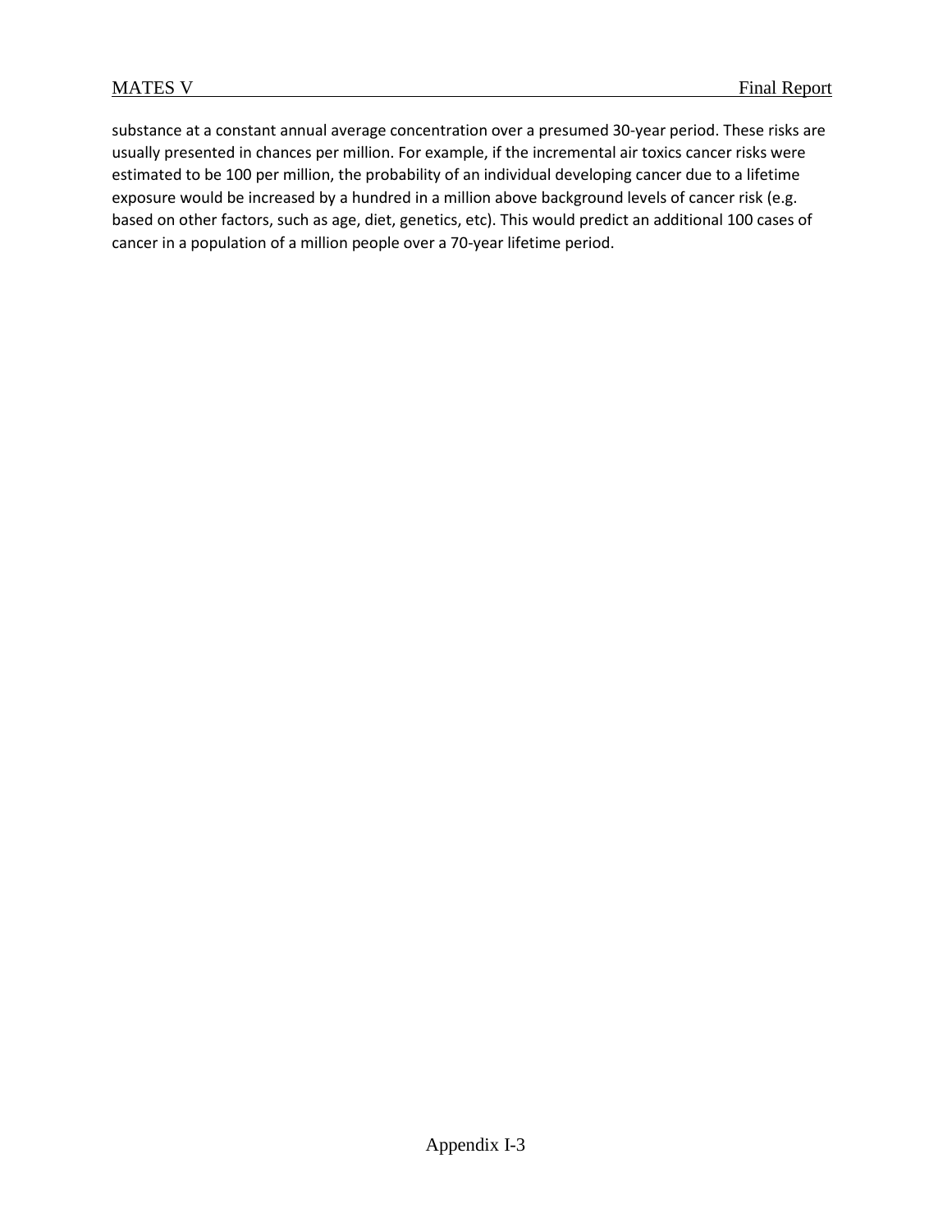substance at a constant annual average concentration over a presumed 30-year period. These risks are usually presented in chances per million. For example, if the incremental air toxics cancer risks were estimated to be 100 per million, the probability of an individual developing cancer due to a lifetime exposure would be increased by a hundred in a million above background levels of cancer risk (e.g. based on other factors, such as age, diet, genetics, etc). This would predict an additional 100 cases of cancer in a population of a million people over a 70-year lifetime period.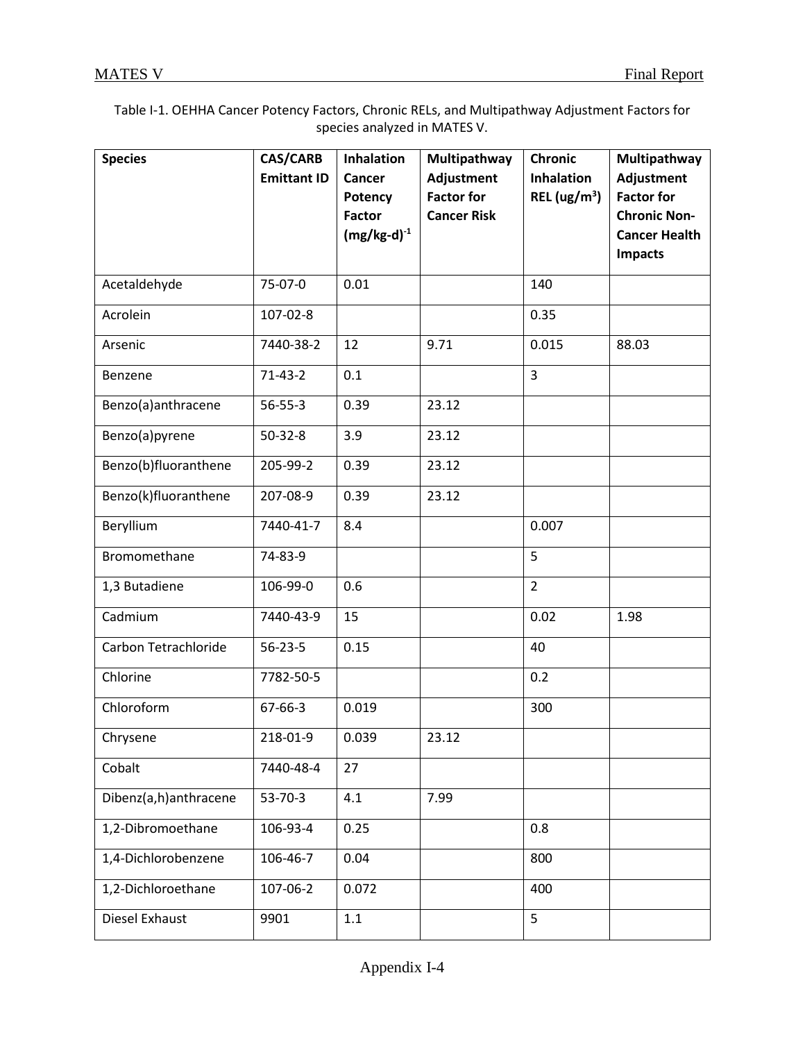Table I-1. OEHHA Cancer Potency Factors, Chronic RELs, and Multipathway Adjustment Factors for species analyzed in MATES V.

| Species | CAS/CARB Emittant ID | Inhalation Cancer Potency Factor $(mg/kg\text{-}d)^{-1}$ | Multipathway Adjustment Factor for Cancer Risk | Chronic Inhalation REL $(ug/m^3)$ | Multipathway Adjustment Factor for Chronic Non-Cancer Health Impacts |
|---|---|---|---|---|---|
| Acetaldehyde | 75-07-0 | 0.01 | | 140 | |
| Acrolein | 107-02-8 | | | 0.35 | |
| Arsenic | 7440-38-2 | 12 | 9.71 | 0.015 | 88.03 |
| Benzene | 71-43-2 | 0.1 | | 3 | |
| Benzo(a)anthracene | 56-55-3 | 0.39 | 23.12 | | |
| Benzo(a)pyrene | 50-32-8 | 3.9 | 23.12 | | |
| Benzo(b)fluoranthene | 205-99-2 | 0.39 | 23.12 | | |
| Benzo(k)fluoranthene | 207-08-9 | 0.39 | 23.12 | | |
| Beryllium | 7440-41-7 | 8.4 | | 0.007 | |
| Bromomethane | 74-83-9 | | | 5 | |
| 1,3 Butadiene | 106-99-0 | 0.6 | | 2 | |
| Cadmium | 7440-43-9 | 15 | | 0.02 | 1.98 |
| Carbon Tetrachloride | 56-23-5 | 0.15 | | 40 | |
| Chlorine | 7782-50-5 | | | 0.2 | |
| Chloroform | 67-66-3 | 0.019 | | 300 | |
| Chrysene | 218-01-9 | 0.039 | 23.12 | | |
| Cobalt | 7440-48-4 | 27 | | | |
| Dibenz(a,h)anthracene | 53-70-3 | 4.1 | 7.99 | | |
| 1,2-Dibromoethane | 106-93-4 | 0.25 | | 0.8 | |
| 1,4-Dichlorobenzene | 106-46-7 | 0.04 | | 800 | |
| 1,2-Dichloroethane | 107-06-2 | 0.072 | | 400 | |
| Diesel Exhaust | 9901 | 1.1 | | 5 | |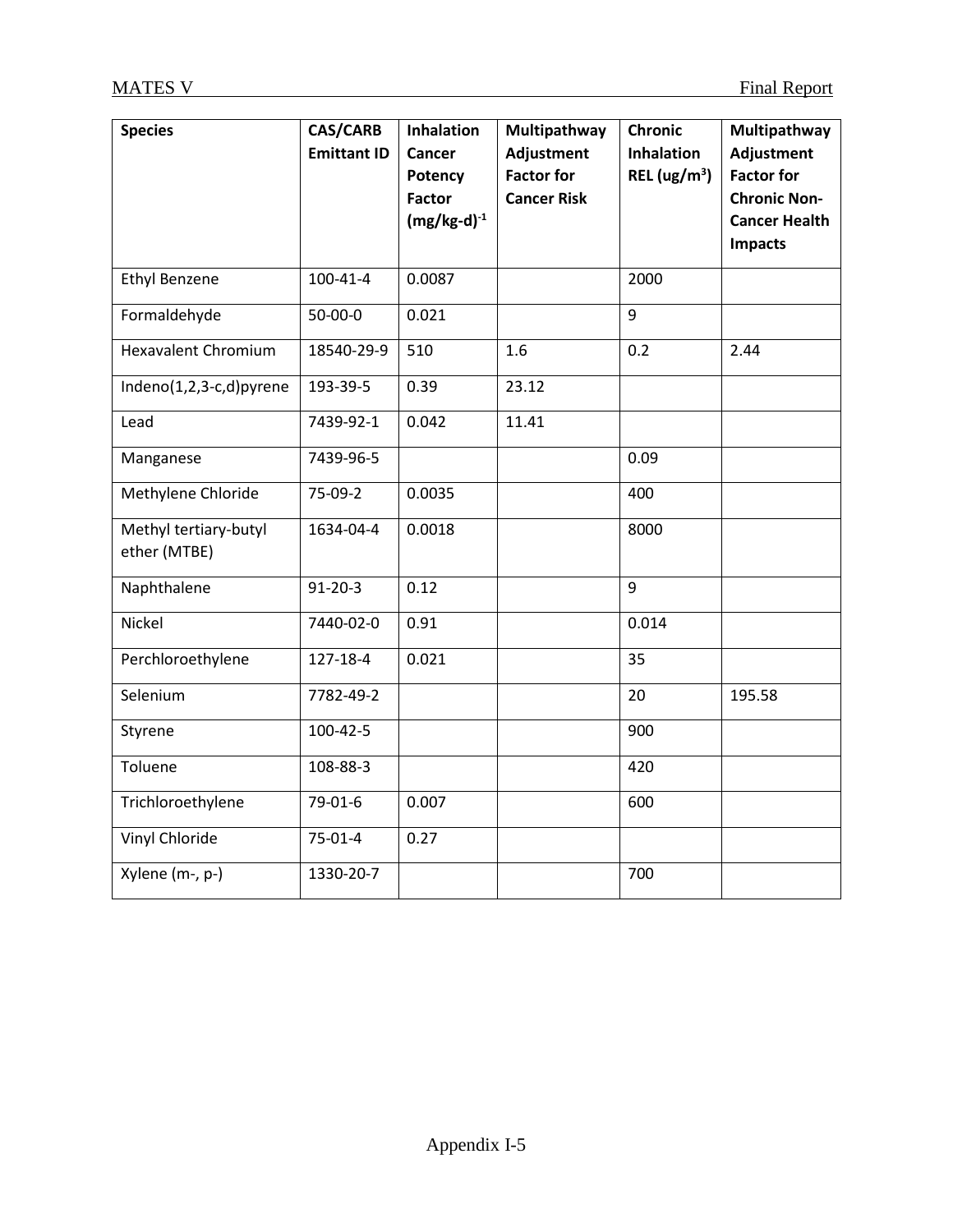| Species | CAS/CARB Emittant ID | Inhalation Cancer Potency Factor $(mg/kg\text{-}d)^{-1}$ | Multipathway Adjustment Factor for Cancer Risk | Chronic Inhalation REL $(ug/m^3)$ | Multipathway Adjustment Factor for Chronic Non-Cancer Health Impacts |
|---|---|---|---|---|---|
| Ethyl Benzene | 100-41-4 | 0.0087 | | 2000 | |
| Formaldehyde | 50-00-0 | 0.021 | | 9 | |
| Hexavalent Chromium | 18540-29-9 | 510 | 1.6 | 0.2 | 2.44 |
| Indeno(1,2,3-c,d)pyrene | 193-39-5 | 0.39 | 23.12 | | |
| Lead | 7439-92-1 | 0.042 | 11.41 | | |
| Manganese | 7439-96-5 | | | 0.09 | |
| Methylene Chloride | 75-09-2 | 0.0035 | | 400 | |
| Methyl tertiary-butyl ether (MTBE) | 1634-04-4 | 0.0018 | | 8000 | |
| Naphthalene | 91-20-3 | 0.12 | | 9 | |
| Nickel | 7440-02-0 | 0.91 | | 0.014 | |
| Perchloroethylene | 127-18-4 | 0.021 | | 35 | |
| Selenium | 7782-49-2 | | | 20 | 195.58 |
| Styrene | 100-42-5 | | | 900 | |
| Toluene | 108-88-3 | | | 420 | |
| Trichloroethylene | 79-01-6 | 0.007 | | 600 | |
| Vinyl Chloride | 75-01-4 | 0.27 | | | |
| Xylene (m-, p-) | 1330-20-7 | | | 700 | |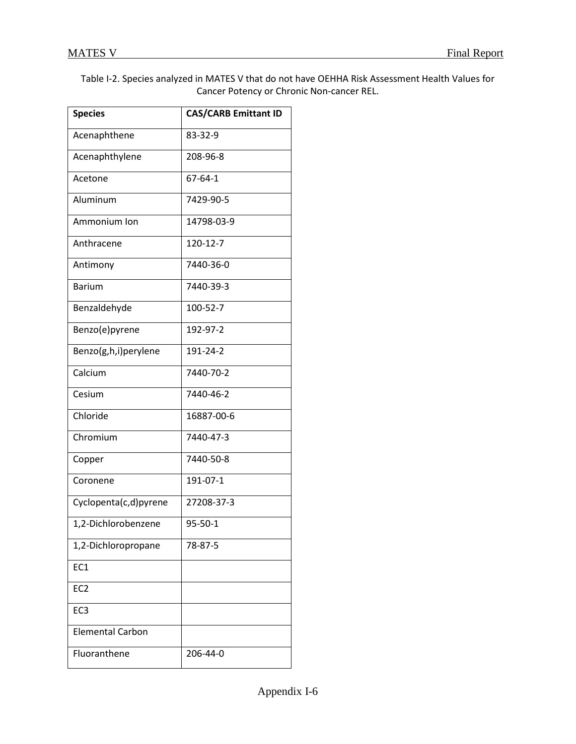Table I-2. Species analyzed in MATES V that do not have OEHHA Risk Assessment Health Values for Cancer Potency or Chronic Non-cancer REL.

| Species | CAS/CARB Emittant ID |
| --- | --- |
| Acenaphthene | 83-32-9 |
| Acenaphthylene | 208-96-8 |
| Acetone | 67-64-1 |
| Aluminum | 7429-90-5 |
| Ammonium Ion | 14798-03-9 |
| Anthracene | 120-12-7 |
| Antimony | 7440-36-0 |
| Barium | 7440-39-3 |
| Benzaldehyde | 100-52-7 |
| Benzo(e)pyrene | 192-97-2 |
| Benzo(g,h,i)perylene | 191-24-2 |
| Calcium | 7440-70-2 |
| Cesium | 7440-46-2 |
| Chloride | 16887-00-6 |
| Chromium | 7440-47-3 |
| Copper | 7440-50-8 |
| Coronene | 191-07-1 |
| Cyclopenta(c,d)pyrene | 27208-37-3 |
| 1,2-Dichlorobenzene | 95-50-1 |
| 1,2-Dichloropropane | 78-87-5 |
| EC1 | |
| EC2 | |
| EC3 | |
| Elemental Carbon | |
| Fluoranthene | 206-44-0 |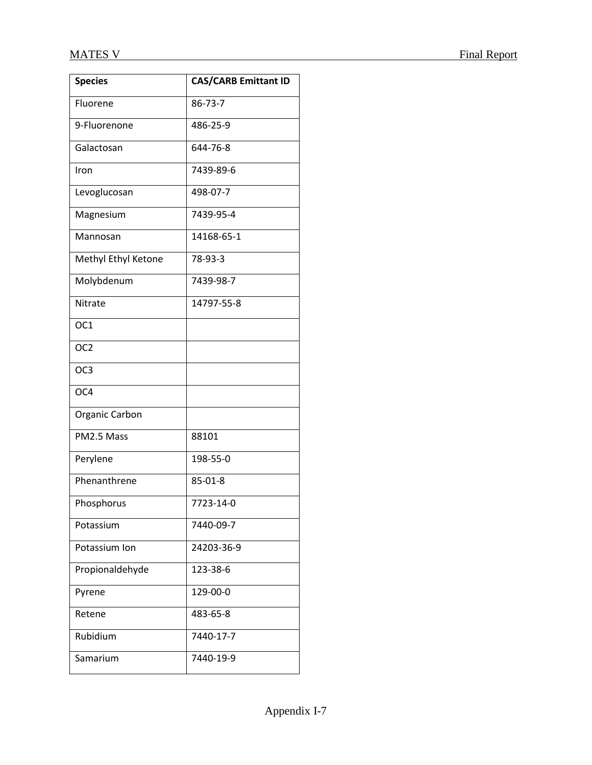| Species | CAS/CARB Emittant ID |
|---|---|
| Fluorene | 86-73-7 |
| 9-Fluorenone | 486-25-9 |
| Galactosan | 644-76-8 |
| Iron | 7439-89-6 |
| Levoglucosan | 498-07-7 |
| Magnesium | 7439-95-4 |
| Mannosan | 14168-65-1 |
| Methyl Ethyl Ketone | 78-93-3 |
| Molybdenum | 7439-98-7 |
| Nitrate | 14797-55-8 |
| OC1 | |
| OC2 | |
| OC3 | |
| OC4 | |
| Organic Carbon | |
| PM2.5 Mass | 88101 |
| Perylene | 198-55-0 |
| Phenanthrene | 85-01-8 |
| Phosphorus | 7723-14-0 |
| Potassium | 7440-09-7 |
| Potassium Ion | 24203-36-9 |
| Propionaldehyde | 123-38-6 |
| Pyrene | 129-00-0 |
| Retene | 483-65-8 |
| Rubidium | 7440-17-7 |
| Samarium | 7440-19-9 |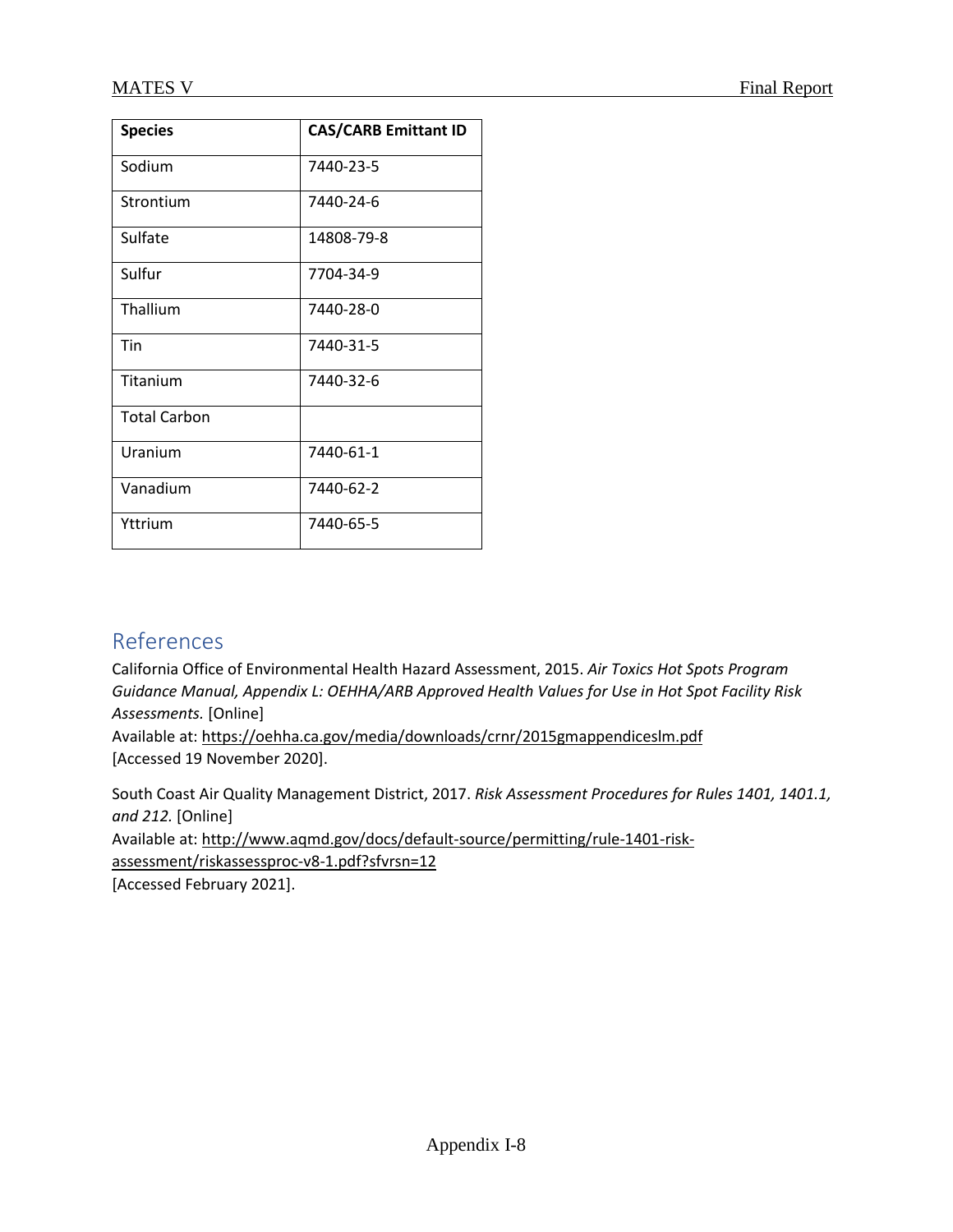| Species | CAS/CARB Emittant ID |
|---|---|
| Sodium | 7440-23-5 |
| Strontium | 7440-24-6 |
| Sulfate | 14808-79-8 |
| Sulfur | 7704-34-9 |
| Thallium | 7440-28-0 |
| Tin | 7440-31-5 |
| Titanium | 7440-32-6 |
| Total Carbon | |
| Uranium | 7440-61-1 |
| Vanadium | 7440-62-2 |
| Yttrium | 7440-65-5 |

## References

California Office of Environmental Health Hazard Assessment, 2015. *Air Toxics Hot Spots Program Guidance Manual, Appendix L: OEHHA/ARB Approved Health Values for Use in Hot Spot Facility Risk Assessments.* [Online]
Available at: https://oehha.ca.gov/media/downloads/crnr/2015gmappendiceslm.pdf
[Accessed 19 November 2020].

South Coast Air Quality Management District, 2017. *Risk Assessment Procedures for Rules 1401, 1401.1, and 212.* [Online]
Available at: http://www.aqmd.gov/docs/default-source/permitting/rule-1401-risk-assessment/riskassessproc-v8-1.pdf?sfvrsn=12
[Accessed February 2021].